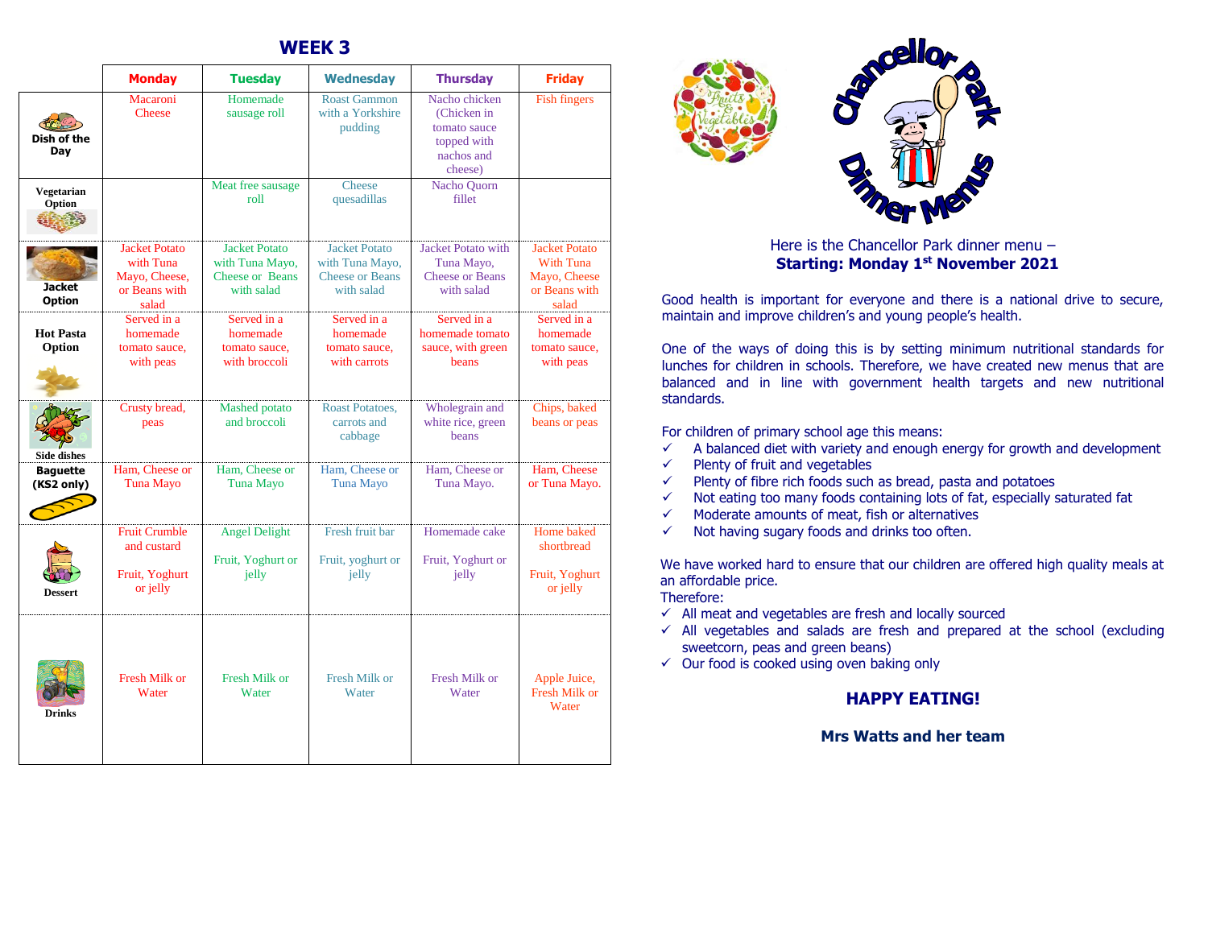## WEEK 3

| | Monday | Tuesday | Wednesday | Thursday | Friday |
|---|---|---|---|---|---|
| Dish of the Day | Macaroni Cheese | Homemade sausage roll | Roast Gammon with a Yorkshire pudding | Nacho chicken (Chicken in tomato sauce topped with nachos and cheese) | Fish fingers |
| Vegetarian Option | | Meat free sausage roll | Cheese quesadillas | Nacho Quorn fillet | |
| Jacket Option | Jacket Potato with Tuna Mayo, Cheese, or Beans with salad | Jacket Potato with Tuna Mayo, Cheese or Beans with salad | Jacket Potato with Tuna Mayo, Cheese or Beans with salad | Jacket Potato with Tuna Mayo, Cheese or Beans with salad | Jacket Potato With Tuna Mayo, Cheese or Beans with salad |
| Hot Pasta Option | Served in a homemade tomato sauce, with peas | Served in a homemade tomato sauce, with broccoli | Served in a homemade tomato sauce, with carrots | Served in a homemade tomato sauce, with green beans | Served in a homemade tomato sauce, with peas |
| Side dishes | Crusty bread, peas | Mashed potato and broccoli | Roast Potatoes, carrots and cabbage | Wholegrain and white rice, green beans | Chips, baked beans or peas |
| Baguette (KS2 only) | Ham, Cheese or Tuna Mayo | Ham, Cheese or Tuna Mayo | Ham, Cheese or Tuna Mayo | Ham, Cheese or Tuna Mayo. | Ham, Cheese or Tuna Mayo. |
| Dessert | Fruit Crumble and custard<br><br>Fruit, Yoghurt or jelly | Angel Delight<br><br>Fruit, Yoghurt or jelly | Fresh fruit bar<br><br>Fruit, yoghurt or jelly | Homemade cake<br><br>Fruit, Yoghurt or jelly | Home baked shortbread<br><br>Fruit, Yoghurt or jelly |
| Drinks | Fresh Milk or Water | Fresh Milk or Water | Fresh Milk or Water | Fresh Milk or Water | Apple Juice, Fresh Milk or Water |

# Chancellor Park Dinner Menus

Here is the Chancellor Park dinner menu –
**Starting: Monday 1st November 2021**

Good health is important for everyone and there is a national drive to secure, maintain and improve children's and young people's health.

One of the ways of doing this is by setting minimum nutritional standards for lunches for children in schools. Therefore, we have created new menus that are balanced and in line with government health targets and new nutritional standards.

For children of primary school age this means:

- ✓ A balanced diet with variety and enough energy for growth and development
- ✓ Plenty of fruit and vegetables
- ✓ Plenty of fibre rich foods such as bread, pasta and potatoes
- ✓ Not eating too many foods containing lots of fat, especially saturated fat
- ✓ Moderate amounts of meat, fish or alternatives
- ✓ Not having sugary foods and drinks too often.

We have worked hard to ensure that our children are offered high quality meals at an affordable price.
Therefore:

- ✓ All meat and vegetables are fresh and locally sourced
- ✓ All vegetables and salads are fresh and prepared at the school (excluding sweetcorn, peas and green beans)
- ✓ Our food is cooked using oven baking only

**HAPPY EATING!**

**Mrs Watts and her team**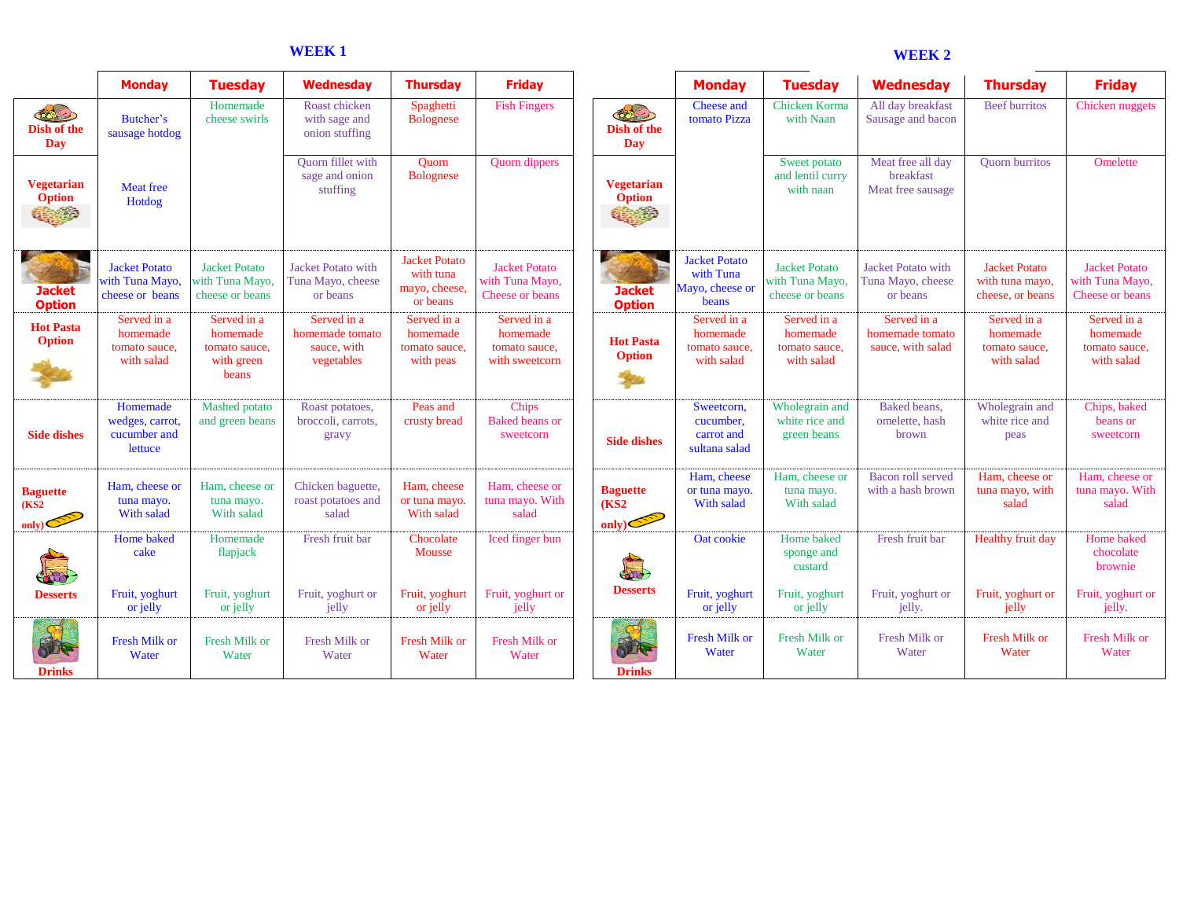## WEEK 1

| | Monday | Tuesday | Wednesday | Thursday | Friday |
|---|---|---|---|---|---|
| Dish of the Day | Butcher's sausage hotdog | Homemade cheese swirls | Roast chicken with sage and onion stuffing | Spaghetti Bolognese | Fish Fingers |
| Vegetarian Option | Meat free Hotdog | | Quorn fillet with sage and onion stuffing | Quorn Bolognese | Quorn dippers |
| Jacket Option | Jacket Potato with Tuna Mayo, cheese or beans | Jacket Potato with Tuna Mayo, cheese or beans | Jacket Potato with Tuna Mayo, cheese or beans | Jacket Potato with tuna mayo, cheese, or beans | Jacket Potato with Tuna Mayo, Cheese or beans |
| Hot Pasta Option | Served in a homemade tomato sauce, with salad | Served in a homemade tomato sauce, with green beans | Served in a homemade tomato sauce, with vegetables | Served in a homemade tomato sauce, with peas | Served in a homemade tomato sauce, with sweetcorn |
| Side dishes | Homemade wedges, carrot, cucumber and lettuce | Mashed potato and green beans | Roast potatoes, broccoli, carrots, gravy | Peas and crusty bread | Chips Baked beans or sweetcorn |
| Baguette (KS2 only) | Ham, cheese or tuna mayo. With salad | Ham, cheese or tuna mayo. With salad | Chicken baguette, roast potatoes and salad | Ham, cheese or tuna mayo. With salad | Ham, cheese or tuna mayo. With salad |
| Desserts | Home baked cake<br><br>Fruit, yoghurt or jelly | Homemade flapjack<br><br>Fruit, yoghurt or jelly | Fresh fruit bar<br><br>Fruit, yoghurt or jelly | Chocolate Mousse<br><br>Fruit, yoghurt or jelly | Iced finger bun<br><br>Fruit, yoghurt or jelly |
| Drinks | Fresh Milk or Water | Fresh Milk or Water | Fresh Milk or Water | Fresh Milk or Water | Fresh Milk or Water |

## WEEK 2

| | Monday | Tuesday | Wednesday | Thursday | Friday |
|---|---|---|---|---|---|
| Dish of the Day | Cheese and tomato Pizza | Chicken Korma with Naan | All day breakfast Sausage and bacon | Beef burritos | Chicken nuggets |
| Vegetarian Option | | Sweet potato and lentil curry with naan | Meat free all day breakfast Meat free sausage | Quorn burritos | Omelette |
| Jacket Option | Jacket Potato with Tuna Mayo, cheese or beans | Jacket Potato with Tuna Mayo, cheese or beans | Jacket Potato with Tuna Mayo, cheese or beans | Jacket Potato with tuna mayo, cheese, or beans | Jacket Potato with Tuna Mayo, Cheese or beans |
| Hot Pasta Option | Served in a homemade tomato sauce, with salad | Served in a homemade tomato sauce, with salad | Served in a homemade tomato sauce, with salad | Served in a homemade tomato sauce, with salad | Served in a homemade tomato sauce, with salad |
| Side dishes | Sweetcorn, cucumber, carrot and sultana salad | Wholegrain and white rice and green beans | Baked beans, omelette, hash brown | Wholegrain and white rice and peas | Chips, baked beans or sweetcorn |
| Baguette (KS2 only) | Ham, cheese or tuna mayo. With salad | Ham, cheese or tuna mayo. With salad | Bacon roll served with a hash brown | Ham, cheese or tuna mayo, with salad | Ham, cheese or tuna mayo. With salad |
| Desserts | Oat cookie<br><br>Fruit, yoghurt or jelly | Home baked sponge and custard<br><br>Fruit, yoghurt or jelly | Fresh fruit bar<br><br>Fruit, yoghurt or jelly. | Healthy fruit day<br><br>Fruit, yoghurt or jelly | Home baked chocolate brownie<br><br>Fruit, yoghurt or jelly. |
| Drinks | Fresh Milk or Water | Fresh Milk or Water | Fresh Milk or Water | Fresh Milk or Water | Fresh Milk or Water |